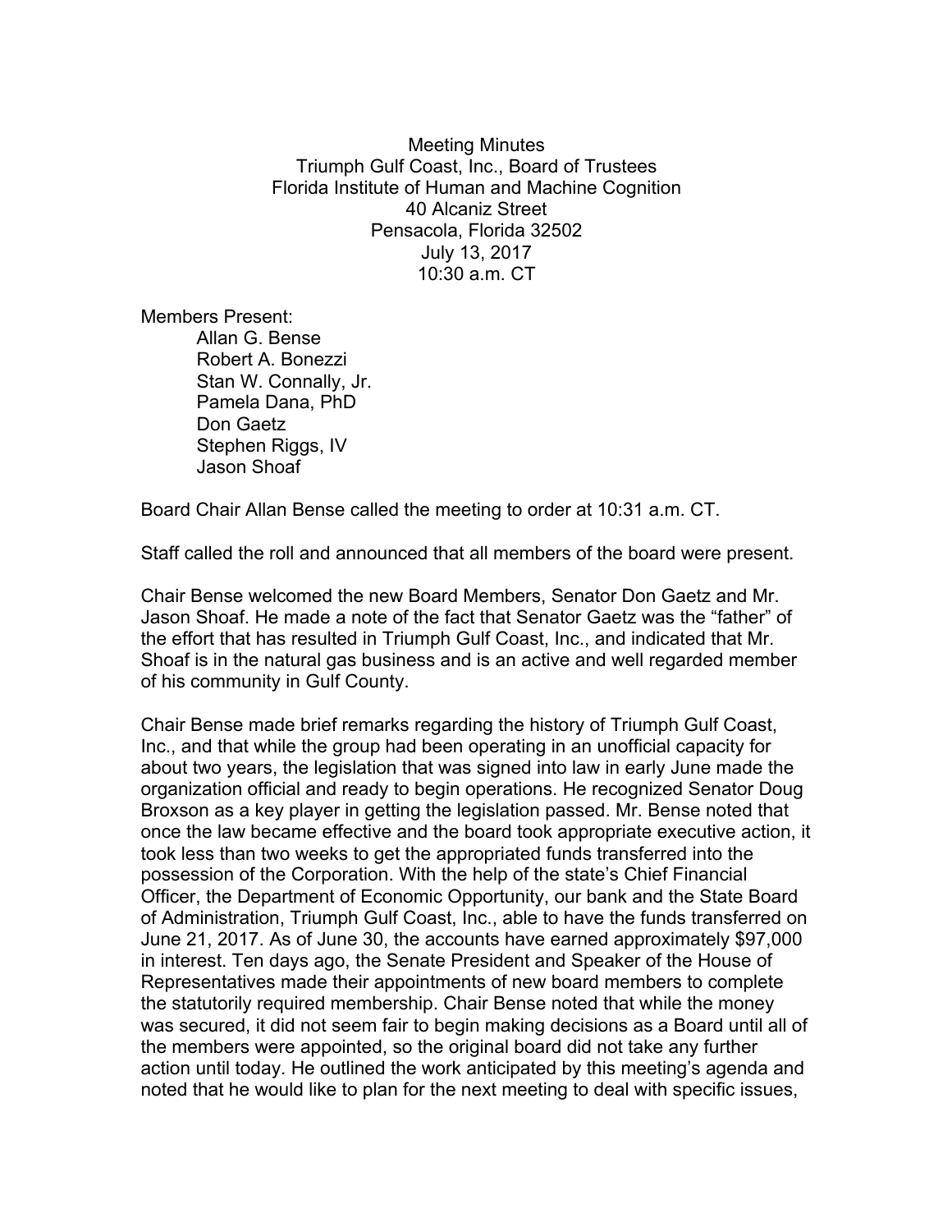Meeting Minutes
Triumph Gulf Coast, Inc., Board of Trustees
Florida Institute of Human and Machine Cognition
40 Alcaniz Street
Pensacola, Florida 32502
July 13, 2017
10:30 a.m. CT

Members Present:

- Allan G. Bense
- Robert A. Bonezzi
- Stan W. Connally, Jr.
- Pamela Dana, PhD
- Don Gaetz
- Stephen Riggs, IV
- Jason Shoaf

Board Chair Allan Bense called the meeting to order at 10:31 a.m. CT.

Staff called the roll and announced that all members of the board were present.

Chair Bense welcomed the new Board Members, Senator Don Gaetz and Mr. Jason Shoaf. He made a note of the fact that Senator Gaetz was the "father" of the effort that has resulted in Triumph Gulf Coast, Inc., and indicated that Mr. Shoaf is in the natural gas business and is an active and well regarded member of his community in Gulf County.

Chair Bense made brief remarks regarding the history of Triumph Gulf Coast, Inc., and that while the group had been operating in an unofficial capacity for about two years, the legislation that was signed into law in early June made the organization official and ready to begin operations. He recognized Senator Doug Broxson as a key player in getting the legislation passed. Mr. Bense noted that once the law became effective and the board took appropriate executive action, it took less than two weeks to get the appropriated funds transferred into the possession of the Corporation. With the help of the state's Chief Financial Officer, the Department of Economic Opportunity, our bank and the State Board of Administration, Triumph Gulf Coast, Inc., able to have the funds transferred on June 21, 2017. As of June 30, the accounts have earned approximately $97,000 in interest. Ten days ago, the Senate President and Speaker of the House of Representatives made their appointments of new board members to complete the statutorily required membership. Chair Bense noted that while the money was secured, it did not seem fair to begin making decisions as a Board until all of the members were appointed, so the original board did not take any further action until today. He outlined the work anticipated by this meeting's agenda and noted that he would like to plan for the next meeting to deal with specific issues,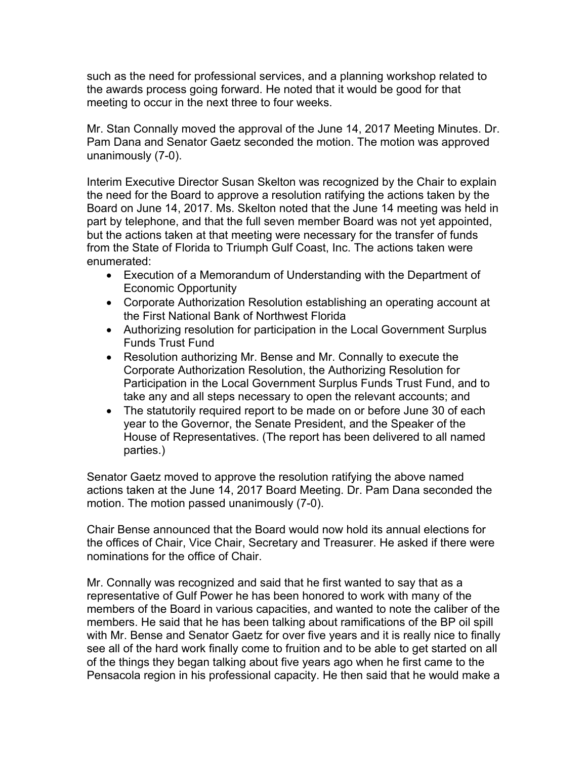such as the need for professional services, and a planning workshop related to the awards process going forward. He noted that it would be good for that meeting to occur in the next three to four weeks.

Mr. Stan Connally moved the approval of the June 14, 2017 Meeting Minutes. Dr. Pam Dana and Senator Gaetz seconded the motion. The motion was approved unanimously (7-0).

Interim Executive Director Susan Skelton was recognized by the Chair to explain the need for the Board to approve a resolution ratifying the actions taken by the Board on June 14, 2017. Ms. Skelton noted that the June 14 meeting was held in part by telephone, and that the full seven member Board was not yet appointed, but the actions taken at that meeting were necessary for the transfer of funds from the State of Florida to Triumph Gulf Coast, Inc. The actions taken were enumerated:

- Execution of a Memorandum of Understanding with the Department of Economic Opportunity
- Corporate Authorization Resolution establishing an operating account at the First National Bank of Northwest Florida
- Authorizing resolution for participation in the Local Government Surplus Funds Trust Fund
- Resolution authorizing Mr. Bense and Mr. Connally to execute the Corporate Authorization Resolution, the Authorizing Resolution for Participation in the Local Government Surplus Funds Trust Fund, and to take any and all steps necessary to open the relevant accounts; and
- The statutorily required report to be made on or before June 30 of each year to the Governor, the Senate President, and the Speaker of the House of Representatives. (The report has been delivered to all named parties.)

Senator Gaetz moved to approve the resolution ratifying the above named actions taken at the June 14, 2017 Board Meeting. Dr. Pam Dana seconded the motion. The motion passed unanimously (7-0).

Chair Bense announced that the Board would now hold its annual elections for the offices of Chair, Vice Chair, Secretary and Treasurer. He asked if there were nominations for the office of Chair.

Mr. Connally was recognized and said that he first wanted to say that as a representative of Gulf Power he has been honored to work with many of the members of the Board in various capacities, and wanted to note the caliber of the members. He said that he has been talking about ramifications of the BP oil spill with Mr. Bense and Senator Gaetz for over five years and it is really nice to finally see all of the hard work finally come to fruition and to be able to get started on all of the things they began talking about five years ago when he first came to the Pensacola region in his professional capacity. He then said that he would make a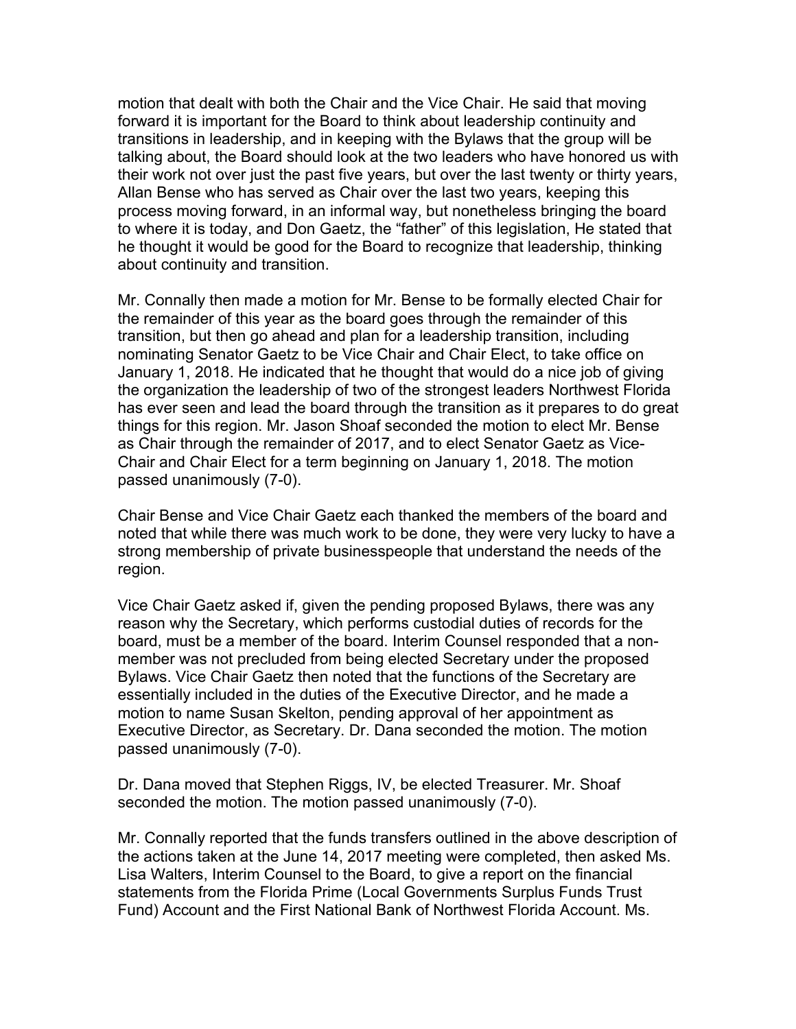motion that dealt with both the Chair and the Vice Chair. He said that moving forward it is important for the Board to think about leadership continuity and transitions in leadership, and in keeping with the Bylaws that the group will be talking about, the Board should look at the two leaders who have honored us with their work not over just the past five years, but over the last twenty or thirty years, Allan Bense who has served as Chair over the last two years, keeping this process moving forward, in an informal way, but nonetheless bringing the board to where it is today, and Don Gaetz, the "father" of this legislation, He stated that he thought it would be good for the Board to recognize that leadership, thinking about continuity and transition.

Mr. Connally then made a motion for Mr. Bense to be formally elected Chair for the remainder of this year as the board goes through the remainder of this transition, but then go ahead and plan for a leadership transition, including nominating Senator Gaetz to be Vice Chair and Chair Elect, to take office on January 1, 2018. He indicated that he thought that would do a nice job of giving the organization the leadership of two of the strongest leaders Northwest Florida has ever seen and lead the board through the transition as it prepares to do great things for this region. Mr. Jason Shoaf seconded the motion to elect Mr. Bense as Chair through the remainder of 2017, and to elect Senator Gaetz as Vice-Chair and Chair Elect for a term beginning on January 1, 2018. The motion passed unanimously (7-0).

Chair Bense and Vice Chair Gaetz each thanked the members of the board and noted that while there was much work to be done, they were very lucky to have a strong membership of private businesspeople that understand the needs of the region.

Vice Chair Gaetz asked if, given the pending proposed Bylaws, there was any reason why the Secretary, which performs custodial duties of records for the board, must be a member of the board. Interim Counsel responded that a non-member was not precluded from being elected Secretary under the proposed Bylaws. Vice Chair Gaetz then noted that the functions of the Secretary are essentially included in the duties of the Executive Director, and he made a motion to name Susan Skelton, pending approval of her appointment as Executive Director, as Secretary. Dr. Dana seconded the motion. The motion passed unanimously (7-0).

Dr. Dana moved that Stephen Riggs, IV, be elected Treasurer. Mr. Shoaf seconded the motion. The motion passed unanimously (7-0).

Mr. Connally reported that the funds transfers outlined in the above description of the actions taken at the June 14, 2017 meeting were completed, then asked Ms. Lisa Walters, Interim Counsel to the Board, to give a report on the financial statements from the Florida Prime (Local Governments Surplus Funds Trust Fund) Account and the First National Bank of Northwest Florida Account. Ms.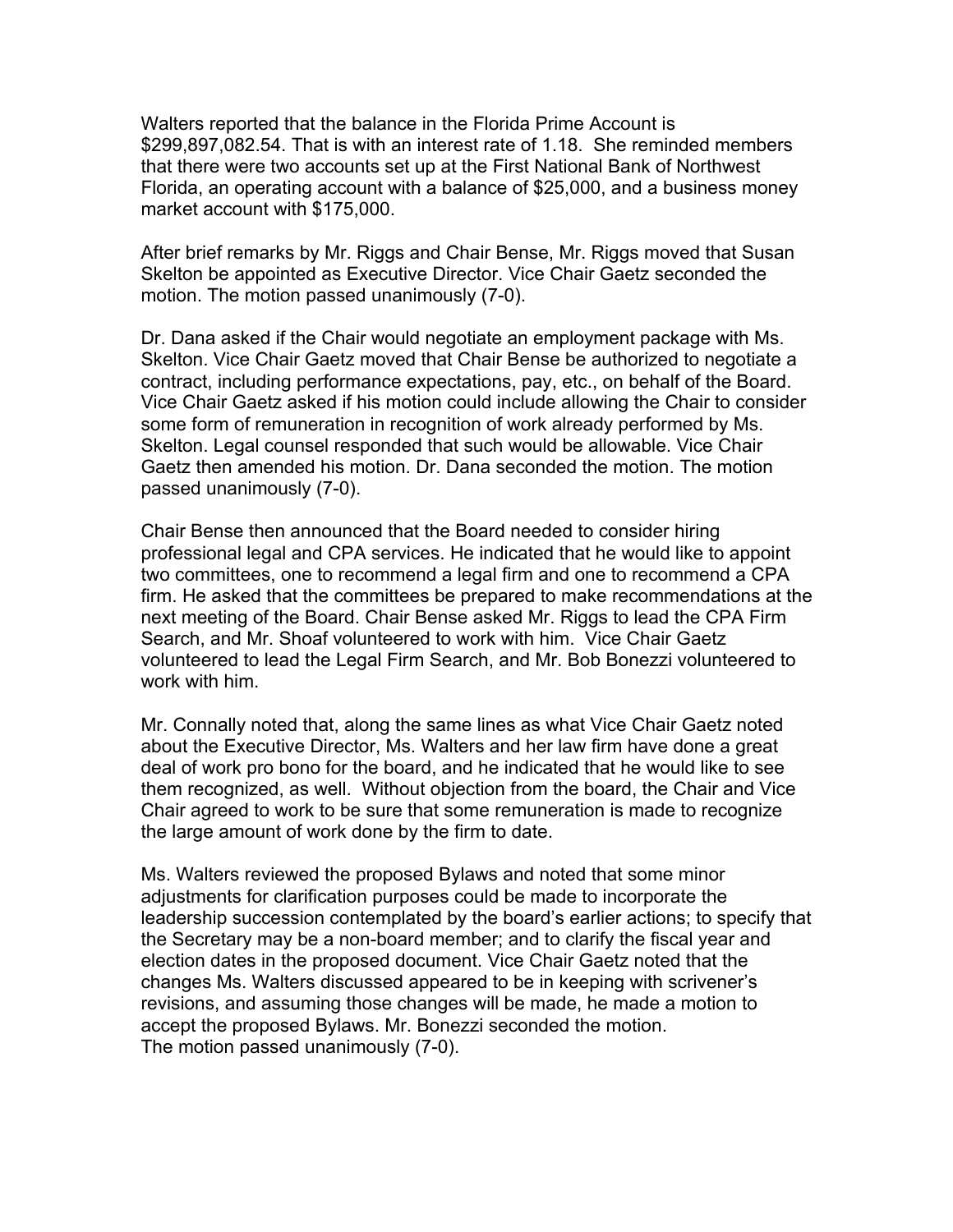Walters reported that the balance in the Florida Prime Account is $299,897,082.54. That is with an interest rate of 1.18. She reminded members that there were two accounts set up at the First National Bank of Northwest Florida, an operating account with a balance of $25,000, and a business money market account with $175,000.

After brief remarks by Mr. Riggs and Chair Bense, Mr. Riggs moved that Susan Skelton be appointed as Executive Director. Vice Chair Gaetz seconded the motion. The motion passed unanimously (7-0).

Dr. Dana asked if the Chair would negotiate an employment package with Ms. Skelton. Vice Chair Gaetz moved that Chair Bense be authorized to negotiate a contract, including performance expectations, pay, etc., on behalf of the Board. Vice Chair Gaetz asked if his motion could include allowing the Chair to consider some form of remuneration in recognition of work already performed by Ms. Skelton. Legal counsel responded that such would be allowable. Vice Chair Gaetz then amended his motion. Dr. Dana seconded the motion. The motion passed unanimously (7-0).

Chair Bense then announced that the Board needed to consider hiring professional legal and CPA services. He indicated that he would like to appoint two committees, one to recommend a legal firm and one to recommend a CPA firm. He asked that the committees be prepared to make recommendations at the next meeting of the Board. Chair Bense asked Mr. Riggs to lead the CPA Firm Search, and Mr. Shoaf volunteered to work with him. Vice Chair Gaetz volunteered to lead the Legal Firm Search, and Mr. Bob Bonezzi volunteered to work with him.

Mr. Connally noted that, along the same lines as what Vice Chair Gaetz noted about the Executive Director, Ms. Walters and her law firm have done a great deal of work pro bono for the board, and he indicated that he would like to see them recognized, as well. Without objection from the board, the Chair and Vice Chair agreed to work to be sure that some remuneration is made to recognize the large amount of work done by the firm to date.

Ms. Walters reviewed the proposed Bylaws and noted that some minor adjustments for clarification purposes could be made to incorporate the leadership succession contemplated by the board's earlier actions; to specify that the Secretary may be a non-board member; and to clarify the fiscal year and election dates in the proposed document. Vice Chair Gaetz noted that the changes Ms. Walters discussed appeared to be in keeping with scrivener's revisions, and assuming those changes will be made, he made a motion to accept the proposed Bylaws. Mr. Bonezzi seconded the motion.
The motion passed unanimously (7-0).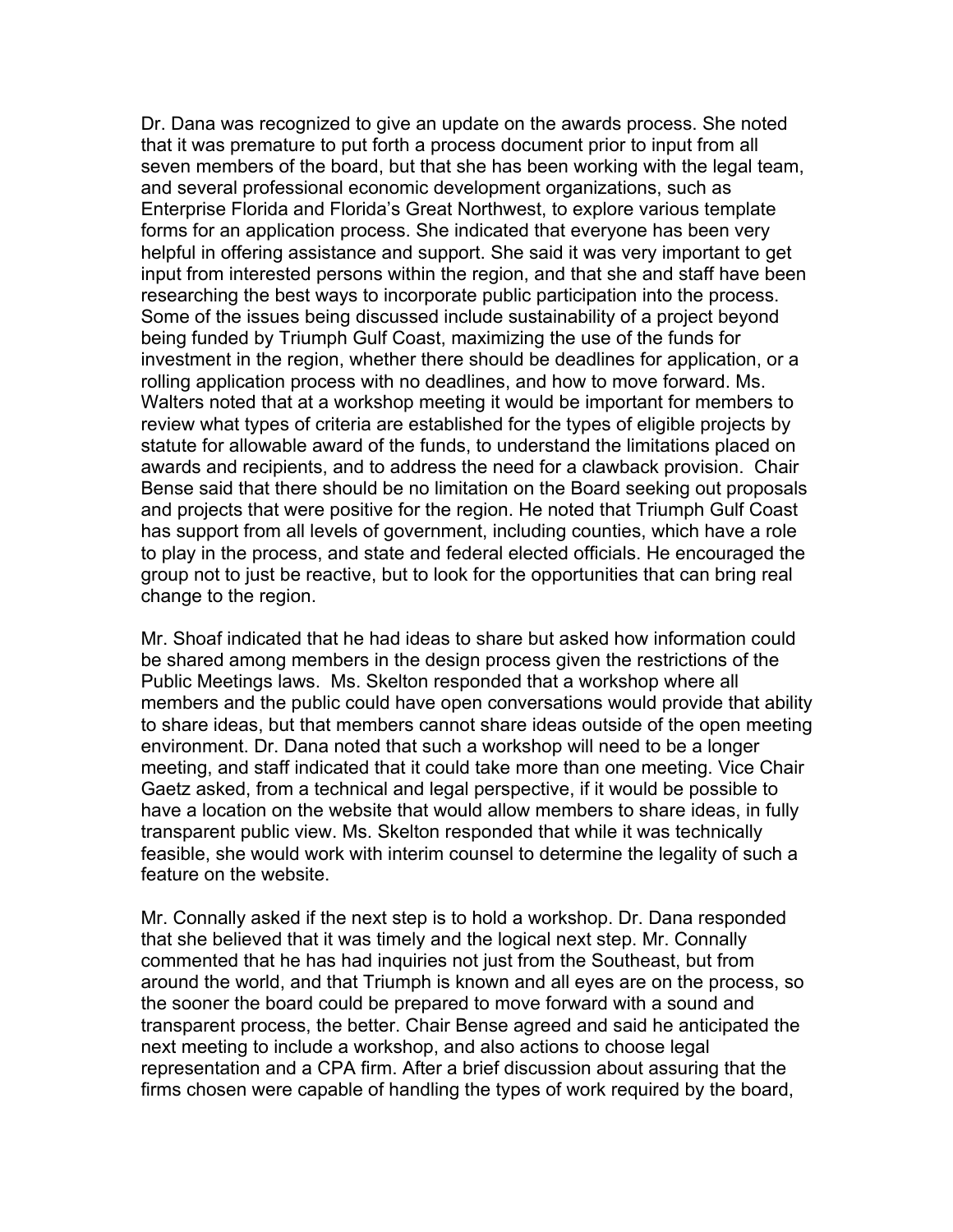Dr. Dana was recognized to give an update on the awards process. She noted that it was premature to put forth a process document prior to input from all seven members of the board, but that she has been working with the legal team, and several professional economic development organizations, such as Enterprise Florida and Florida's Great Northwest, to explore various template forms for an application process. She indicated that everyone has been very helpful in offering assistance and support. She said it was very important to get input from interested persons within the region, and that she and staff have been researching the best ways to incorporate public participation into the process. Some of the issues being discussed include sustainability of a project beyond being funded by Triumph Gulf Coast, maximizing the use of the funds for investment in the region, whether there should be deadlines for application, or a rolling application process with no deadlines, and how to move forward. Ms. Walters noted that at a workshop meeting it would be important for members to review what types of criteria are established for the types of eligible projects by statute for allowable award of the funds, to understand the limitations placed on awards and recipients, and to address the need for a clawback provision. Chair Bense said that there should be no limitation on the Board seeking out proposals and projects that were positive for the region. He noted that Triumph Gulf Coast has support from all levels of government, including counties, which have a role to play in the process, and state and federal elected officials. He encouraged the group not to just be reactive, but to look for the opportunities that can bring real change to the region.

Mr. Shoaf indicated that he had ideas to share but asked how information could be shared among members in the design process given the restrictions of the Public Meetings laws. Ms. Skelton responded that a workshop where all members and the public could have open conversations would provide that ability to share ideas, but that members cannot share ideas outside of the open meeting environment. Dr. Dana noted that such a workshop will need to be a longer meeting, and staff indicated that it could take more than one meeting. Vice Chair Gaetz asked, from a technical and legal perspective, if it would be possible to have a location on the website that would allow members to share ideas, in fully transparent public view. Ms. Skelton responded that while it was technically feasible, she would work with interim counsel to determine the legality of such a feature on the website.

Mr. Connally asked if the next step is to hold a workshop. Dr. Dana responded that she believed that it was timely and the logical next step. Mr. Connally commented that he has had inquiries not just from the Southeast, but from around the world, and that Triumph is known and all eyes are on the process, so the sooner the board could be prepared to move forward with a sound and transparent process, the better. Chair Bense agreed and said he anticipated the next meeting to include a workshop, and also actions to choose legal representation and a CPA firm. After a brief discussion about assuring that the firms chosen were capable of handling the types of work required by the board,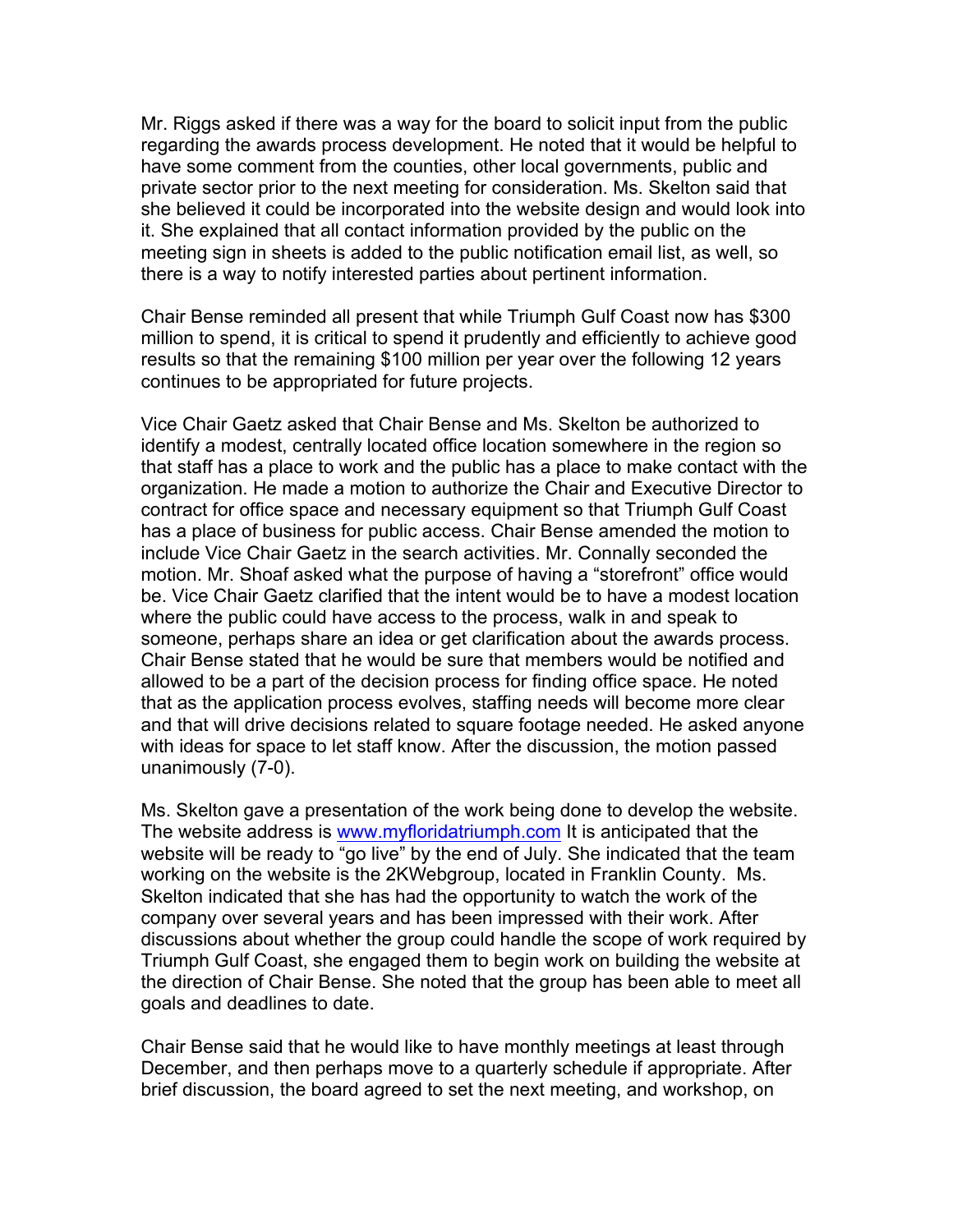Mr. Riggs asked if there was a way for the board to solicit input from the public regarding the awards process development. He noted that it would be helpful to have some comment from the counties, other local governments, public and private sector prior to the next meeting for consideration. Ms. Skelton said that she believed it could be incorporated into the website design and would look into it. She explained that all contact information provided by the public on the meeting sign in sheets is added to the public notification email list, as well, so there is a way to notify interested parties about pertinent information.

Chair Bense reminded all present that while Triumph Gulf Coast now has $300 million to spend, it is critical to spend it prudently and efficiently to achieve good results so that the remaining $100 million per year over the following 12 years continues to be appropriated for future projects.

Vice Chair Gaetz asked that Chair Bense and Ms. Skelton be authorized to identify a modest, centrally located office location somewhere in the region so that staff has a place to work and the public has a place to make contact with the organization. He made a motion to authorize the Chair and Executive Director to contract for office space and necessary equipment so that Triumph Gulf Coast has a place of business for public access. Chair Bense amended the motion to include Vice Chair Gaetz in the search activities. Mr. Connally seconded the motion. Mr. Shoaf asked what the purpose of having a "storefront" office would be. Vice Chair Gaetz clarified that the intent would be to have a modest location where the public could have access to the process, walk in and speak to someone, perhaps share an idea or get clarification about the awards process. Chair Bense stated that he would be sure that members would be notified and allowed to be a part of the decision process for finding office space. He noted that as the application process evolves, staffing needs will become more clear and that will drive decisions related to square footage needed. He asked anyone with ideas for space to let staff know. After the discussion, the motion passed unanimously (7-0).

Ms. Skelton gave a presentation of the work being done to develop the website. The website address is www.myfloridatriumph.com It is anticipated that the website will be ready to "go live" by the end of July. She indicated that the team working on the website is the 2KWebgroup, located in Franklin County. Ms. Skelton indicated that she has had the opportunity to watch the work of the company over several years and has been impressed with their work. After discussions about whether the group could handle the scope of work required by Triumph Gulf Coast, she engaged them to begin work on building the website at the direction of Chair Bense. She noted that the group has been able to meet all goals and deadlines to date.

Chair Bense said that he would like to have monthly meetings at least through December, and then perhaps move to a quarterly schedule if appropriate. After brief discussion, the board agreed to set the next meeting, and workshop, on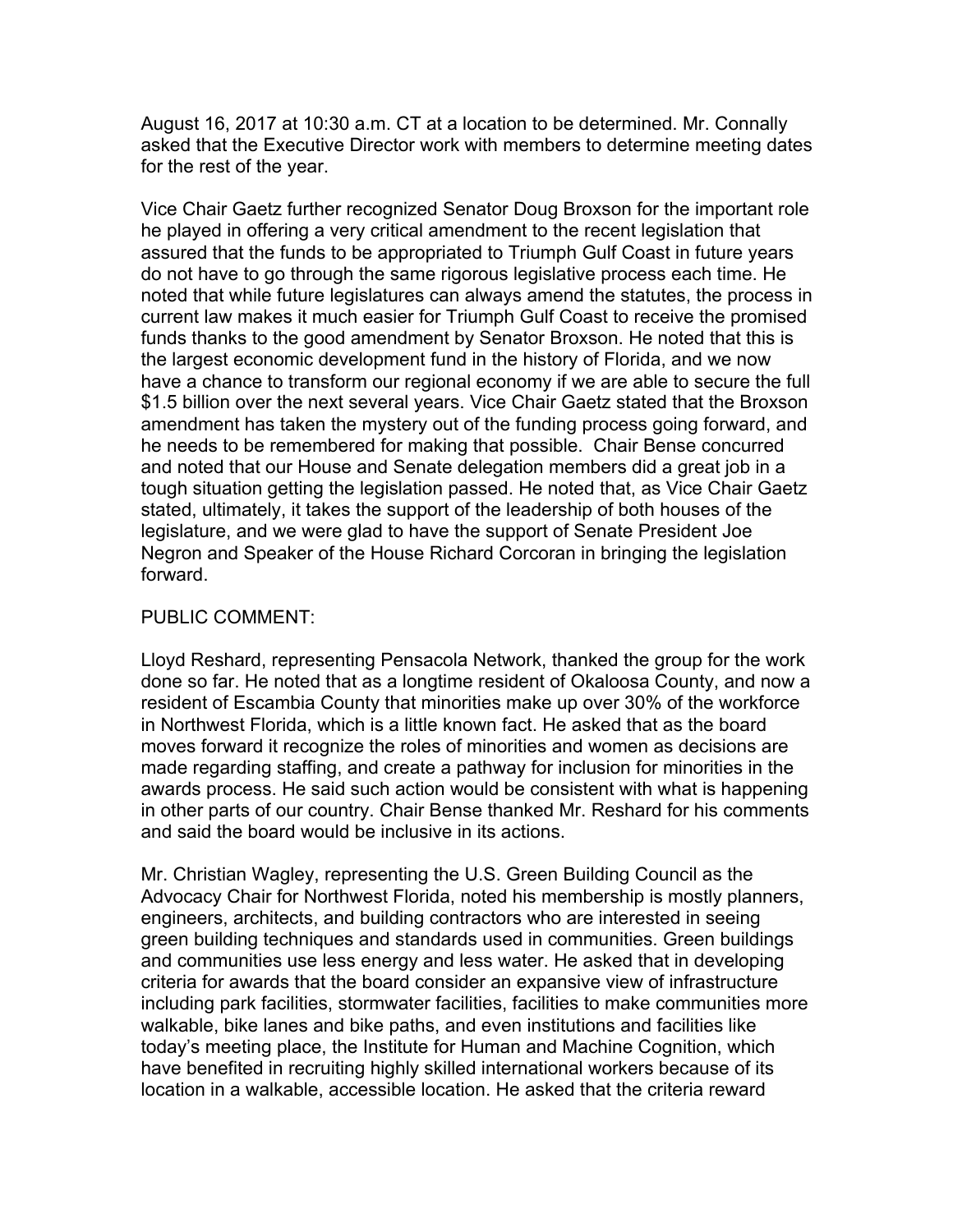August 16, 2017 at 10:30 a.m. CT at a location to be determined. Mr. Connally asked that the Executive Director work with members to determine meeting dates for the rest of the year.

Vice Chair Gaetz further recognized Senator Doug Broxson for the important role he played in offering a very critical amendment to the recent legislation that assured that the funds to be appropriated to Triumph Gulf Coast in future years do not have to go through the same rigorous legislative process each time. He noted that while future legislatures can always amend the statutes, the process in current law makes it much easier for Triumph Gulf Coast to receive the promised funds thanks to the good amendment by Senator Broxson. He noted that this is the largest economic development fund in the history of Florida, and we now have a chance to transform our regional economy if we are able to secure the full $1.5 billion over the next several years. Vice Chair Gaetz stated that the Broxson amendment has taken the mystery out of the funding process going forward, and he needs to be remembered for making that possible. Chair Bense concurred and noted that our House and Senate delegation members did a great job in a tough situation getting the legislation passed. He noted that, as Vice Chair Gaetz stated, ultimately, it takes the support of the leadership of both houses of the legislature, and we were glad to have the support of Senate President Joe Negron and Speaker of the House Richard Corcoran in bringing the legislation forward.

PUBLIC COMMENT:

Lloyd Reshard, representing Pensacola Network, thanked the group for the work done so far. He noted that as a longtime resident of Okaloosa County, and now a resident of Escambia County that minorities make up over 30% of the workforce in Northwest Florida, which is a little known fact. He asked that as the board moves forward it recognize the roles of minorities and women as decisions are made regarding staffing, and create a pathway for inclusion for minorities in the awards process. He said such action would be consistent with what is happening in other parts of our country. Chair Bense thanked Mr. Reshard for his comments and said the board would be inclusive in its actions.

Mr. Christian Wagley, representing the U.S. Green Building Council as the Advocacy Chair for Northwest Florida, noted his membership is mostly planners, engineers, architects, and building contractors who are interested in seeing green building techniques and standards used in communities. Green buildings and communities use less energy and less water. He asked that in developing criteria for awards that the board consider an expansive view of infrastructure including park facilities, stormwater facilities, facilities to make communities more walkable, bike lanes and bike paths, and even institutions and facilities like today's meeting place, the Institute for Human and Machine Cognition, which have benefited in recruiting highly skilled international workers because of its location in a walkable, accessible location. He asked that the criteria reward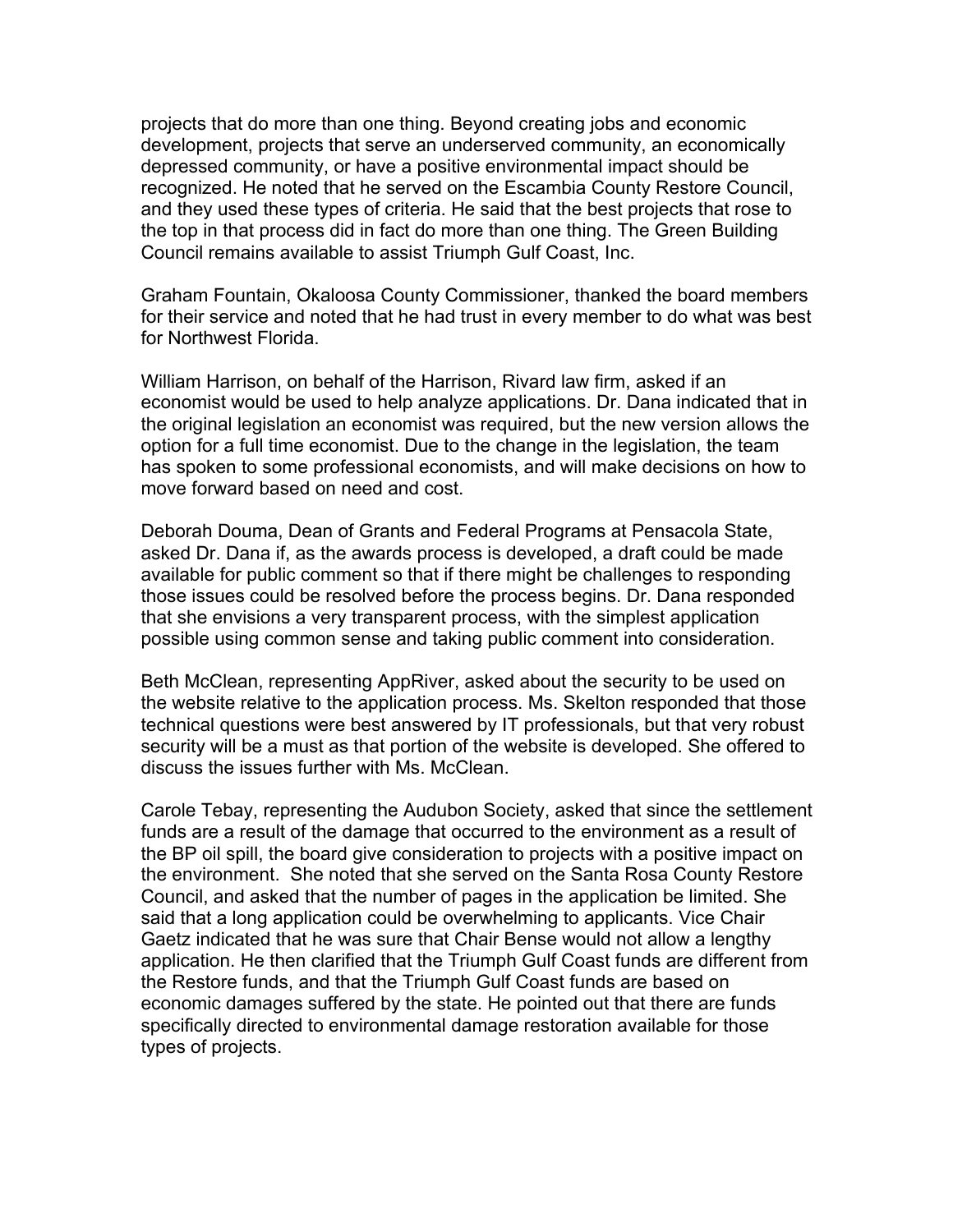projects that do more than one thing. Beyond creating jobs and economic development, projects that serve an underserved community, an economically depressed community, or have a positive environmental impact should be recognized. He noted that he served on the Escambia County Restore Council, and they used these types of criteria. He said that the best projects that rose to the top in that process did in fact do more than one thing. The Green Building Council remains available to assist Triumph Gulf Coast, Inc.

Graham Fountain, Okaloosa County Commissioner, thanked the board members for their service and noted that he had trust in every member to do what was best for Northwest Florida.

William Harrison, on behalf of the Harrison, Rivard law firm, asked if an economist would be used to help analyze applications. Dr. Dana indicated that in the original legislation an economist was required, but the new version allows the option for a full time economist. Due to the change in the legislation, the team has spoken to some professional economists, and will make decisions on how to move forward based on need and cost.

Deborah Douma, Dean of Grants and Federal Programs at Pensacola State, asked Dr. Dana if, as the awards process is developed, a draft could be made available for public comment so that if there might be challenges to responding those issues could be resolved before the process begins. Dr. Dana responded that she envisions a very transparent process, with the simplest application possible using common sense and taking public comment into consideration.

Beth McClean, representing AppRiver, asked about the security to be used on the website relative to the application process. Ms. Skelton responded that those technical questions were best answered by IT professionals, but that very robust security will be a must as that portion of the website is developed. She offered to discuss the issues further with Ms. McClean.

Carole Tebay, representing the Audubon Society, asked that since the settlement funds are a result of the damage that occurred to the environment as a result of the BP oil spill, the board give consideration to projects with a positive impact on the environment. She noted that she served on the Santa Rosa County Restore Council, and asked that the number of pages in the application be limited. She said that a long application could be overwhelming to applicants. Vice Chair Gaetz indicated that he was sure that Chair Bense would not allow a lengthy application. He then clarified that the Triumph Gulf Coast funds are different from the Restore funds, and that the Triumph Gulf Coast funds are based on economic damages suffered by the state. He pointed out that there are funds specifically directed to environmental damage restoration available for those types of projects.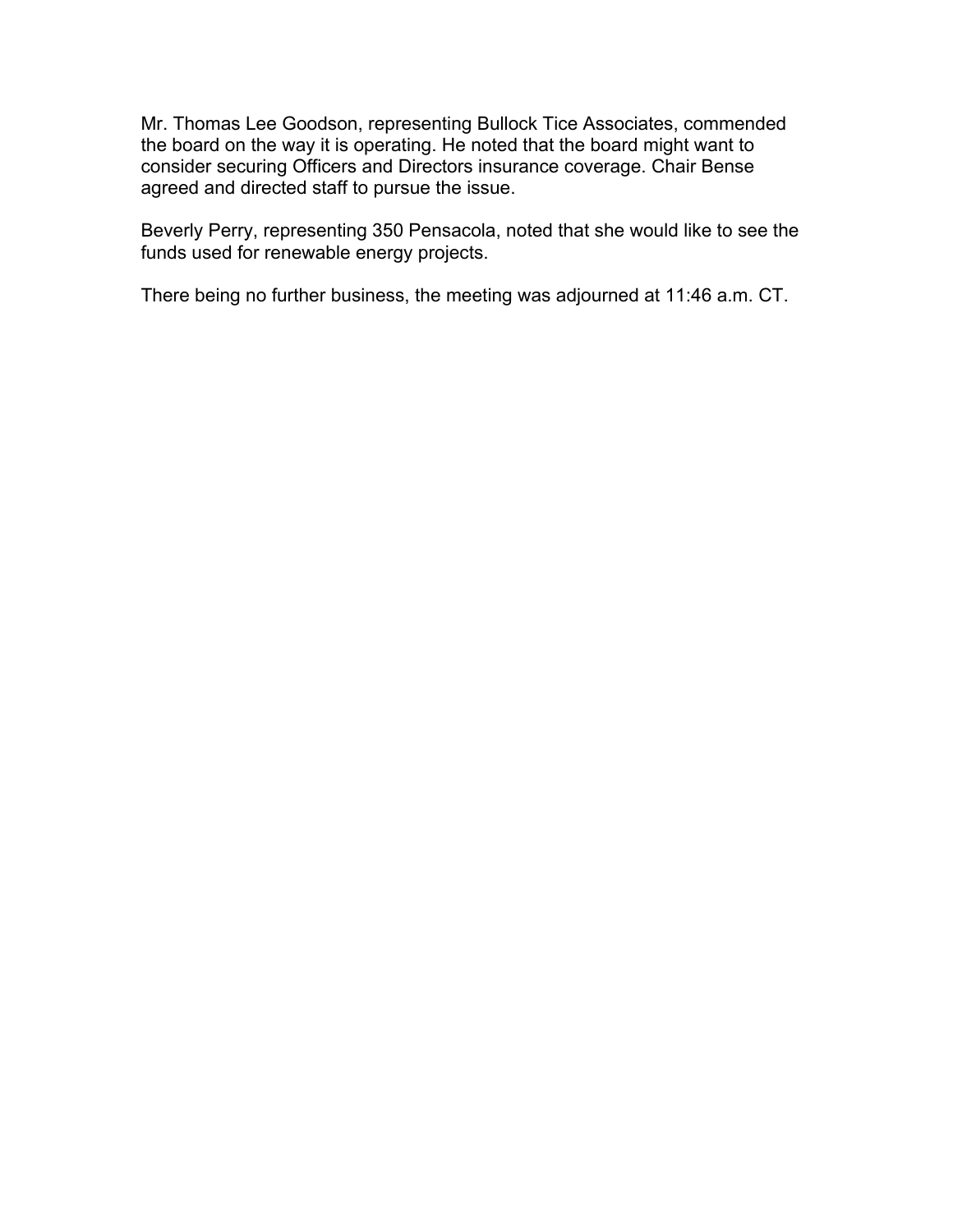Mr. Thomas Lee Goodson, representing Bullock Tice Associates, commended the board on the way it is operating. He noted that the board might want to consider securing Officers and Directors insurance coverage. Chair Bense agreed and directed staff to pursue the issue.

Beverly Perry, representing 350 Pensacola, noted that she would like to see the funds used for renewable energy projects.

There being no further business, the meeting was adjourned at 11:46 a.m. CT.